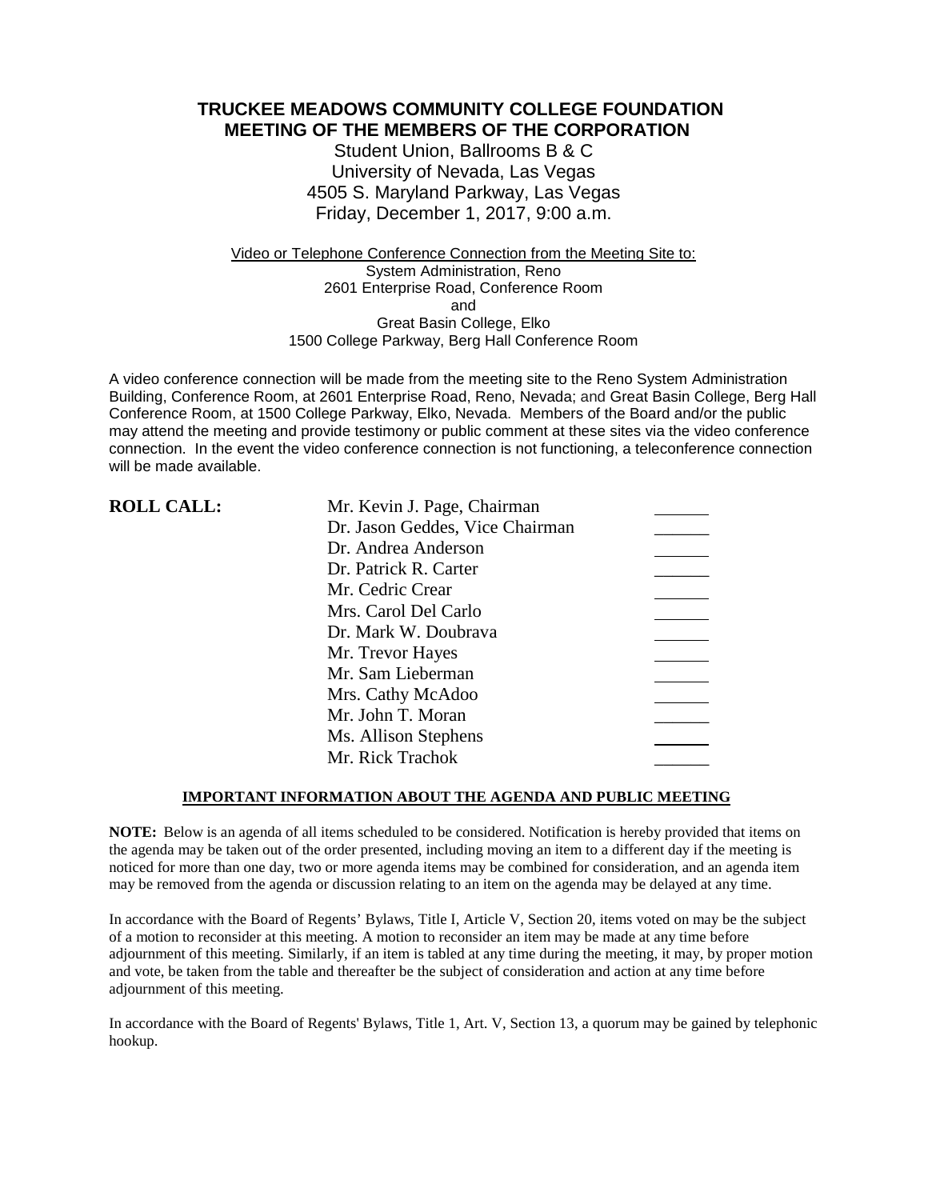# TRUCKEE MEADOWS COMMUNITY COLLEGE FOUNDATION
## MEETING OF THE MEMBERS OF THE CORPORATION

Student Union, Ballrooms B & C
University of Nevada, Las Vegas
4505 S. Maryland Parkway, Las Vegas
Friday, December 1, 2017, 9:00 a.m.

Video or Telephone Conference Connection from the Meeting Site to:
System Administration, Reno
2601 Enterprise Road, Conference Room
and
Great Basin College, Elko
1500 College Parkway, Berg Hall Conference Room

A video conference connection will be made from the meeting site to the Reno System Administration Building, Conference Room, at 2601 Enterprise Road, Reno, Nevada; and Great Basin College, Berg Hall Conference Room, at 1500 College Parkway, Elko, Nevada. Members of the Board and/or the public may attend the meeting and provide testimony or public comment at these sites via the video conference connection. In the event the video conference connection is not functioning, a teleconference connection will be made available.

**ROLL CALL:**

| | |
|---|---|
| Mr. Kevin J. Page, Chairman | ______ |
| Dr. Jason Geddes, Vice Chairman | ______ |
| Dr. Andrea Anderson | ______ |
| Dr. Patrick R. Carter | ______ |
| Mr. Cedric Crear | ______ |
| Mrs. Carol Del Carlo | ______ |
| Dr. Mark W. Doubrava | ______ |
| Mr. Trevor Hayes | ______ |
| Mr. Sam Lieberman | ______ |
| Mrs. Cathy McAdoo | ______ |
| Mr. John T. Moran | ______ |
| Ms. Allison Stephens | ______ |
| Mr. Rick Trachok | ______ |

**IMPORTANT INFORMATION ABOUT THE AGENDA AND PUBLIC MEETING**

**NOTE:** Below is an agenda of all items scheduled to be considered. Notification is hereby provided that items on the agenda may be taken out of the order presented, including moving an item to a different day if the meeting is noticed for more than one day, two or more agenda items may be combined for consideration, and an agenda item may be removed from the agenda or discussion relating to an item on the agenda may be delayed at any time.

In accordance with the Board of Regents' Bylaws, Title I, Article V, Section 20, items voted on may be the subject of a motion to reconsider at this meeting. A motion to reconsider an item may be made at any time before adjournment of this meeting. Similarly, if an item is tabled at any time during the meeting, it may, by proper motion and vote, be taken from the table and thereafter be the subject of consideration and action at any time before adjournment of this meeting.

In accordance with the Board of Regents' Bylaws, Title 1, Art. V, Section 13, a quorum may be gained by telephonic hookup.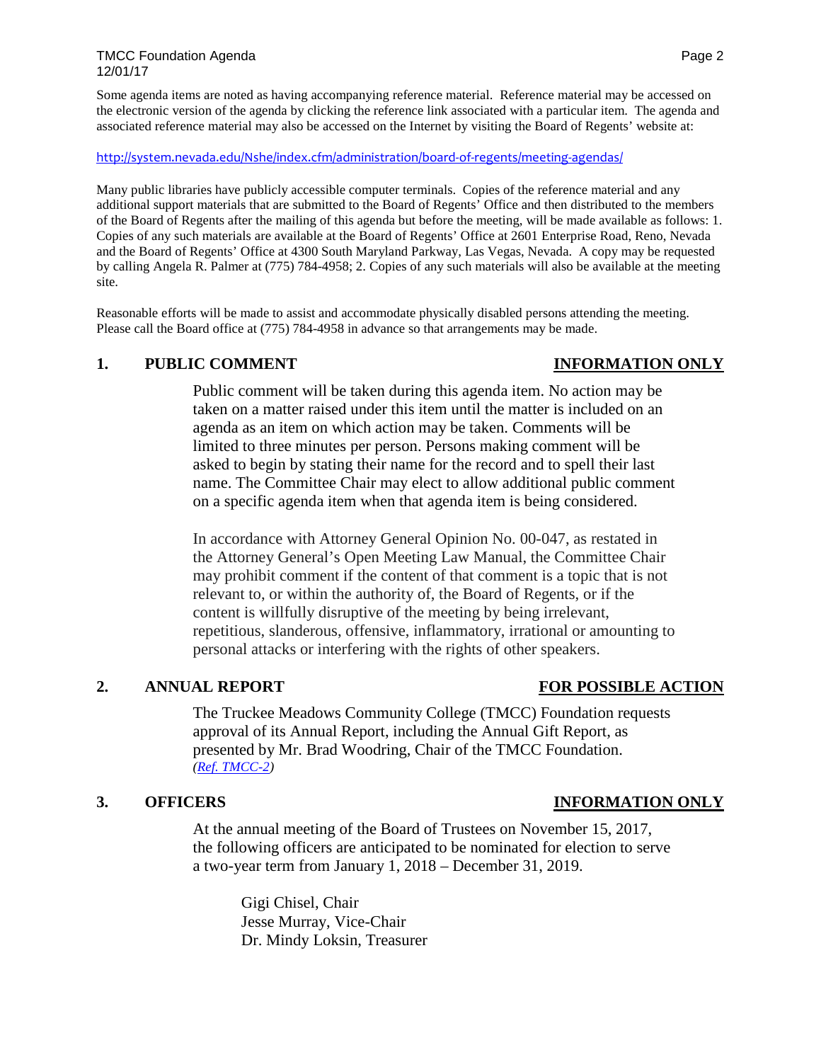Some agenda items are noted as having accompanying reference material. Reference material may be accessed on the electronic version of the agenda by clicking the reference link associated with a particular item. The agenda and associated reference material may also be accessed on the Internet by visiting the Board of Regents' website at:

http://system.nevada.edu/Nshe/index.cfm/administration/board-of-regents/meeting-agendas/

Many public libraries have publicly accessible computer terminals. Copies of the reference material and any additional support materials that are submitted to the Board of Regents' Office and then distributed to the members of the Board of Regents after the mailing of this agenda but before the meeting, will be made available as follows: 1. Copies of any such materials are available at the Board of Regents' Office at 2601 Enterprise Road, Reno, Nevada and the Board of Regents' Office at 4300 South Maryland Parkway, Las Vegas, Nevada. A copy may be requested by calling Angela R. Palmer at (775) 784-4958; 2. Copies of any such materials will also be available at the meeting site.

Reasonable efforts will be made to assist and accommodate physically disabled persons attending the meeting. Please call the Board office at (775) 784-4958 in advance so that arrangements may be made.

## 1. PUBLIC COMMENT — INFORMATION ONLY

Public comment will be taken during this agenda item. No action may be taken on a matter raised under this item until the matter is included on an agenda as an item on which action may be taken. Comments will be limited to three minutes per person. Persons making comment will be asked to begin by stating their name for the record and to spell their last name. The Committee Chair may elect to allow additional public comment on a specific agenda item when that agenda item is being considered.

In accordance with Attorney General Opinion No. 00-047, as restated in the Attorney General's Open Meeting Law Manual, the Committee Chair may prohibit comment if the content of that comment is a topic that is not relevant to, or within the authority of, the Board of Regents, or if the content is willfully disruptive of the meeting by being irrelevant, repetitious, slanderous, offensive, inflammatory, irrational or amounting to personal attacks or interfering with the rights of other speakers.

## 2. ANNUAL REPORT — FOR POSSIBLE ACTION

The Truckee Meadows Community College (TMCC) Foundation requests approval of its Annual Report, including the Annual Gift Report, as presented by Mr. Brad Woodring, Chair of the TMCC Foundation. *(Ref. TMCC-2)*

## 3. OFFICERS — INFORMATION ONLY

At the annual meeting of the Board of Trustees on November 15, 2017, the following officers are anticipated to be nominated for election to serve a two-year term from January 1, 2018 – December 31, 2019.

Gigi Chisel, Chair
Jesse Murray, Vice-Chair
Dr. Mindy Loksin, Treasurer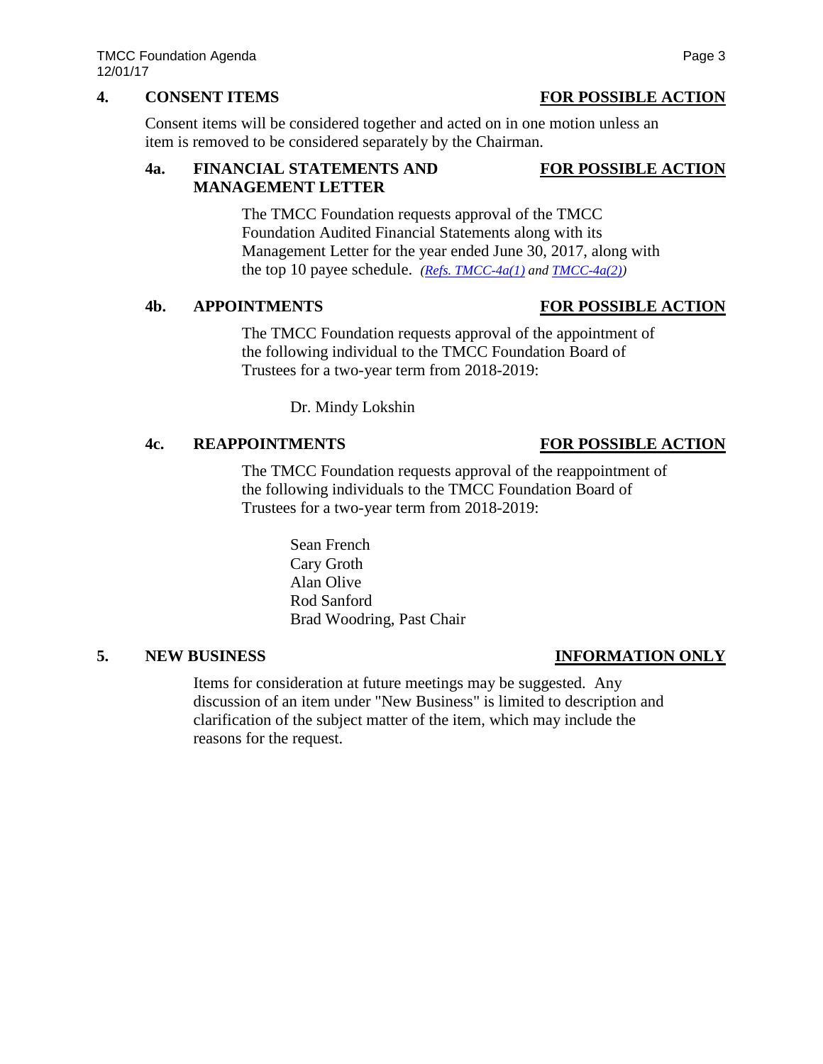## 4. CONSENT ITEMS — FOR POSSIBLE ACTION

Consent items will be considered together and acted on in one motion unless an item is removed to be considered separately by the Chairman.

### 4a. FINANCIAL STATEMENTS AND MANAGEMENT LETTER — FOR POSSIBLE ACTION

The TMCC Foundation requests approval of the TMCC Foundation Audited Financial Statements along with its Management Letter for the year ended June 30, 2017, along with the top 10 payee schedule. *(Refs. TMCC-4a(1) and TMCC-4a(2))*

### 4b. APPOINTMENTS — FOR POSSIBLE ACTION

The TMCC Foundation requests approval of the appointment of the following individual to the TMCC Foundation Board of Trustees for a two-year term from 2018-2019:

Dr. Mindy Lokshin

### 4c. REAPPOINTMENTS — FOR POSSIBLE ACTION

The TMCC Foundation requests approval of the reappointment of the following individuals to the TMCC Foundation Board of Trustees for a two-year term from 2018-2019:

Sean French
Cary Groth
Alan Olive
Rod Sanford
Brad Woodring, Past Chair

## 5. NEW BUSINESS — INFORMATION ONLY

Items for consideration at future meetings may be suggested. Any discussion of an item under "New Business" is limited to description and clarification of the subject matter of the item, which may include the reasons for the request.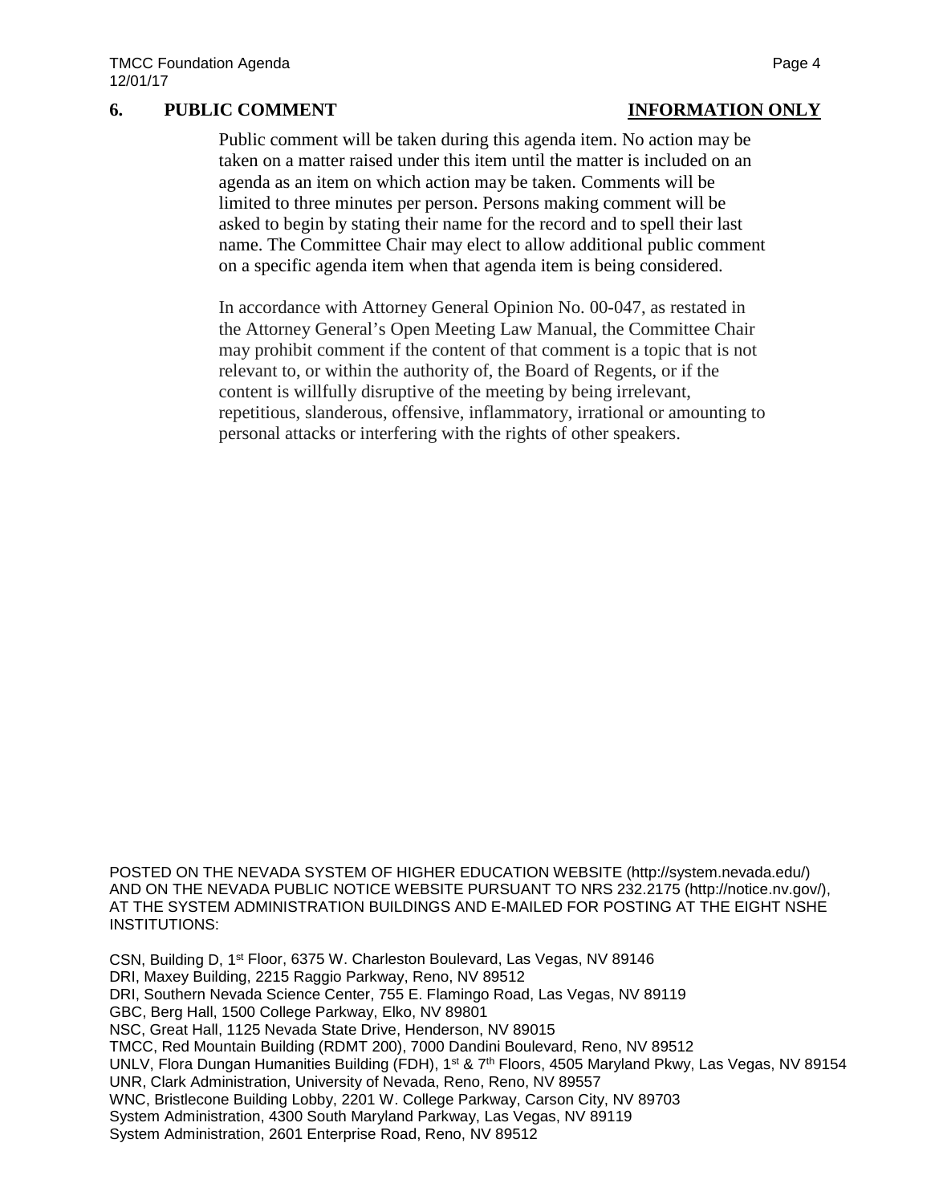## 6. PUBLIC COMMENT — INFORMATION ONLY

Public comment will be taken during this agenda item. No action may be taken on a matter raised under this item until the matter is included on an agenda as an item on which action may be taken. Comments will be limited to three minutes per person. Persons making comment will be asked to begin by stating their name for the record and to spell their last name. The Committee Chair may elect to allow additional public comment on a specific agenda item when that agenda item is being considered.

In accordance with Attorney General Opinion No. 00-047, as restated in the Attorney General's Open Meeting Law Manual, the Committee Chair may prohibit comment if the content of that comment is a topic that is not relevant to, or within the authority of, the Board of Regents, or if the content is willfully disruptive of the meeting by being irrelevant, repetitious, slanderous, offensive, inflammatory, irrational or amounting to personal attacks or interfering with the rights of other speakers.

POSTED ON THE NEVADA SYSTEM OF HIGHER EDUCATION WEBSITE (http://system.nevada.edu/) AND ON THE NEVADA PUBLIC NOTICE WEBSITE PURSUANT TO NRS 232.2175 (http://notice.nv.gov/), AT THE SYSTEM ADMINISTRATION BUILDINGS AND E-MAILED FOR POSTING AT THE EIGHT NSHE INSTITUTIONS:

CSN, Building D, 1st Floor, 6375 W. Charleston Boulevard, Las Vegas, NV 89146
DRI, Maxey Building, 2215 Raggio Parkway, Reno, NV 89512
DRI, Southern Nevada Science Center, 755 E. Flamingo Road, Las Vegas, NV 89119
GBC, Berg Hall, 1500 College Parkway, Elko, NV 89801
NSC, Great Hall, 1125 Nevada State Drive, Henderson, NV 89015
TMCC, Red Mountain Building (RDMT 200), 7000 Dandini Boulevard, Reno, NV 89512
UNLV, Flora Dungan Humanities Building (FDH), 1st & 7th Floors, 4505 Maryland Pkwy, Las Vegas, NV 89154
UNR, Clark Administration, University of Nevada, Reno, Reno, NV 89557
WNC, Bristlecone Building Lobby, 2201 W. College Parkway, Carson City, NV 89703
System Administration, 4300 South Maryland Parkway, Las Vegas, NV 89119
System Administration, 2601 Enterprise Road, Reno, NV 89512